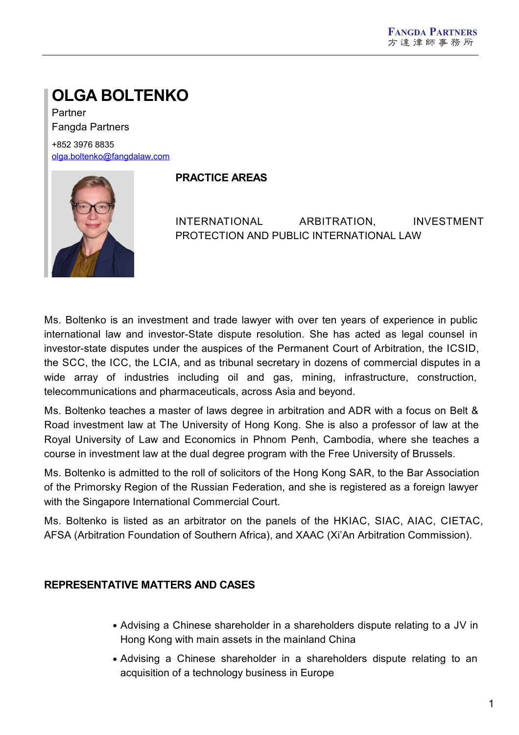# OLGA BOLTENKO

Partner
Fangda Partners

+852 3976 8835
olga.boltenko@fangdalaw.com

## PRACTICE AREAS

INTERNATIONAL ARBITRATION, INVESTMENT PROTECTION AND PUBLIC INTERNATIONAL LAW

Ms. Boltenko is an investment and trade lawyer with over ten years of experience in public international law and investor-State dispute resolution. She has acted as legal counsel in investor-state disputes under the auspices of the Permanent Court of Arbitration, the ICSID, the SCC, the ICC, the LCIA, and as tribunal secretary in dozens of commercial disputes in a wide array of industries including oil and gas, mining, infrastructure, construction, telecommunications and pharmaceuticals, across Asia and beyond.

Ms. Boltenko teaches a master of laws degree in arbitration and ADR with a focus on Belt & Road investment law at The University of Hong Kong. She is also a professor of law at the Royal University of Law and Economics in Phnom Penh, Cambodia, where she teaches a course in investment law at the dual degree program with the Free University of Brussels.

Ms. Boltenko is admitted to the roll of solicitors of the Hong Kong SAR, to the Bar Association of the Primorsky Region of the Russian Federation, and she is registered as a foreign lawyer with the Singapore International Commercial Court.

Ms. Boltenko is listed as an arbitrator on the panels of the HKIAC, SIAC, AIAC, CIETAC, AFSA (Arbitration Foundation of Southern Africa), and XAAC (Xi'An Arbitration Commission).

## REPRESENTATIVE MATTERS AND CASES

- Advising a Chinese shareholder in a shareholders dispute relating to a JV in Hong Kong with main assets in the mainland China
- Advising a Chinese shareholder in a shareholders dispute relating to an acquisition of a technology business in Europe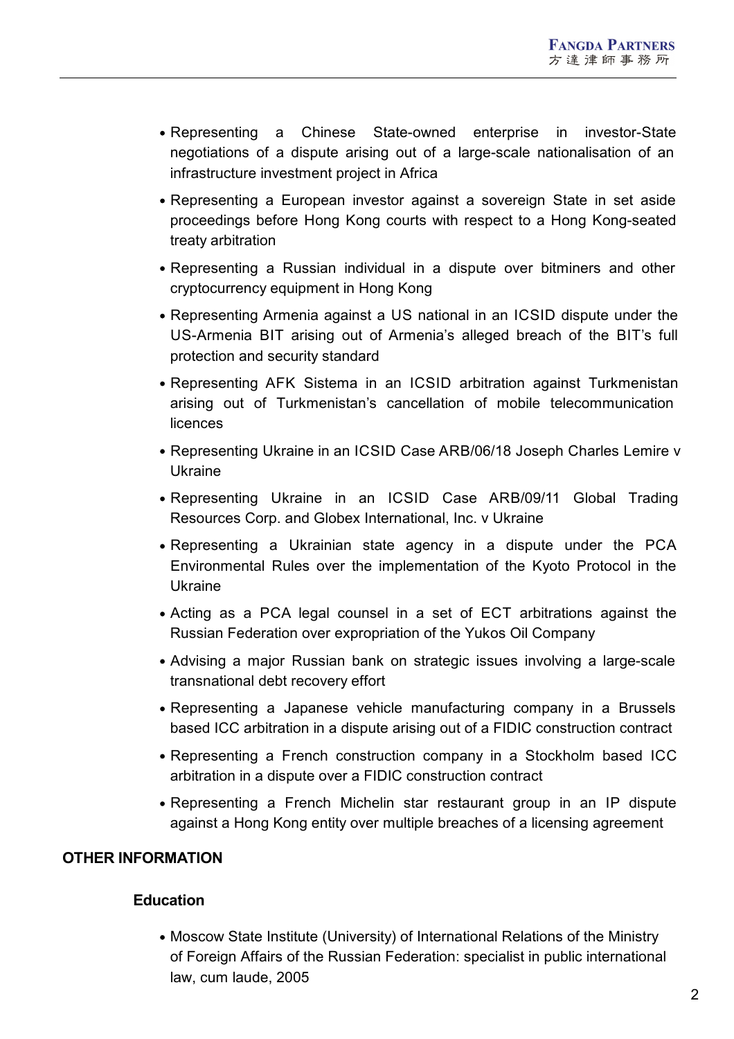- Representing a Chinese State-owned enterprise in investor-State negotiations of a dispute arising out of a large-scale nationalisation of an infrastructure investment project in Africa
- Representing a European investor against a sovereign State in set aside proceedings before Hong Kong courts with respect to a Hong Kong-seated treaty arbitration
- Representing a Russian individual in a dispute over bitminers and other cryptocurrency equipment in Hong Kong
- Representing Armenia against a US national in an ICSID dispute under the US-Armenia BIT arising out of Armenia's alleged breach of the BIT's full protection and security standard
- Representing AFK Sistema in an ICSID arbitration against Turkmenistan arising out of Turkmenistan's cancellation of mobile telecommunication licences
- Representing Ukraine in an ICSID Case ARB/06/18 Joseph Charles Lemire v Ukraine
- Representing Ukraine in an ICSID Case ARB/09/11 Global Trading Resources Corp. and Globex International, Inc. v Ukraine
- Representing a Ukrainian state agency in a dispute under the PCA Environmental Rules over the implementation of the Kyoto Protocol in the Ukraine
- Acting as a PCA legal counsel in a set of ECT arbitrations against the Russian Federation over expropriation of the Yukos Oil Company
- Advising a major Russian bank on strategic issues involving a large-scale transnational debt recovery effort
- Representing a Japanese vehicle manufacturing company in a Brussels based ICC arbitration in a dispute arising out of a FIDIC construction contract
- Representing a French construction company in a Stockholm based ICC arbitration in a dispute over a FIDIC construction contract
- Representing a French Michelin star restaurant group in an IP dispute against a Hong Kong entity over multiple breaches of a licensing agreement

## OTHER INFORMATION

### Education

- Moscow State Institute (University) of International Relations of the Ministry of Foreign Affairs of the Russian Federation: specialist in public international law, cum laude, 2005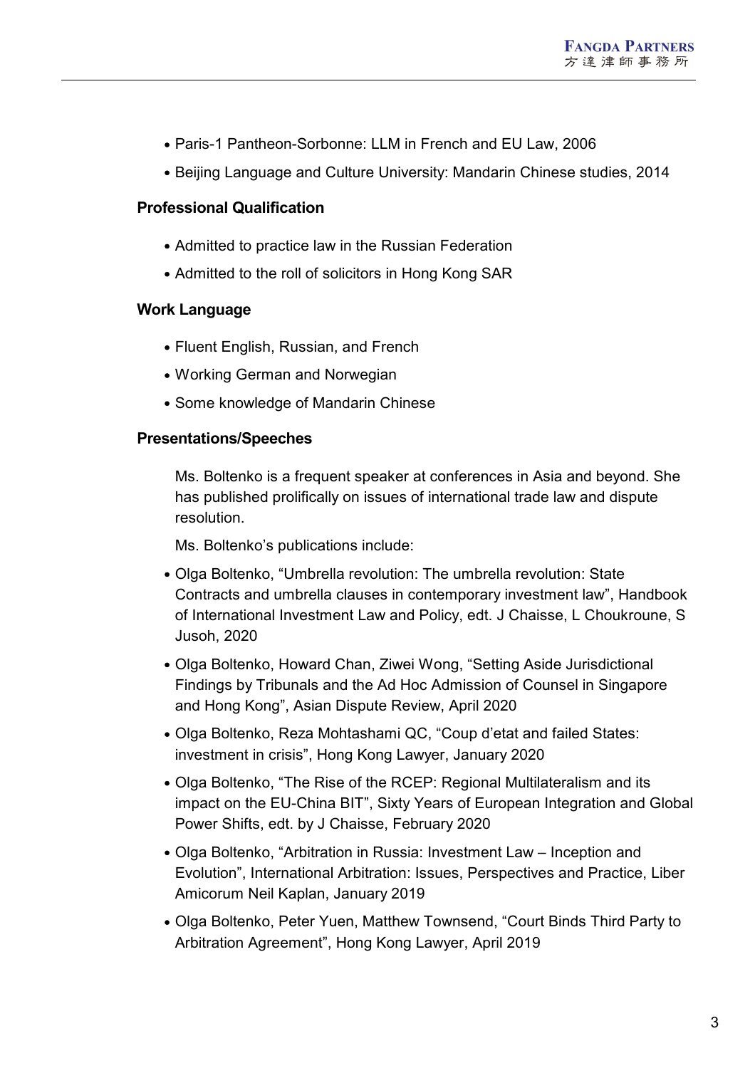- Paris-1 Pantheon-Sorbonne: LLM in French and EU Law, 2006
- Beijing Language and Culture University: Mandarin Chinese studies, 2014

### Professional Qualification

- Admitted to practice law in the Russian Federation
- Admitted to the roll of solicitors in Hong Kong SAR

### Work Language

- Fluent English, Russian, and French
- Working German and Norwegian
- Some knowledge of Mandarin Chinese

### Presentations/Speeches

Ms. Boltenko is a frequent speaker at conferences in Asia and beyond. She has published prolifically on issues of international trade law and dispute resolution.

Ms. Boltenko's publications include:

- Olga Boltenko, "Umbrella revolution: The umbrella revolution: State Contracts and umbrella clauses in contemporary investment law", Handbook of International Investment Law and Policy, edt. J Chaisse, L Choukroune, S Jusoh, 2020
- Olga Boltenko, Howard Chan, Ziwei Wong, "Setting Aside Jurisdictional Findings by Tribunals and the Ad Hoc Admission of Counsel in Singapore and Hong Kong", Asian Dispute Review, April 2020
- Olga Boltenko, Reza Mohtashami QC, "Coup d'etat and failed States: investment in crisis", Hong Kong Lawyer, January 2020
- Olga Boltenko, "The Rise of the RCEP: Regional Multilateralism and its impact on the EU-China BIT", Sixty Years of European Integration and Global Power Shifts, edt. by J Chaisse, February 2020
- Olga Boltenko, "Arbitration in Russia: Investment Law – Inception and Evolution", International Arbitration: Issues, Perspectives and Practice, Liber Amicorum Neil Kaplan, January 2019
- Olga Boltenko, Peter Yuen, Matthew Townsend, "Court Binds Third Party to Arbitration Agreement", Hong Kong Lawyer, April 2019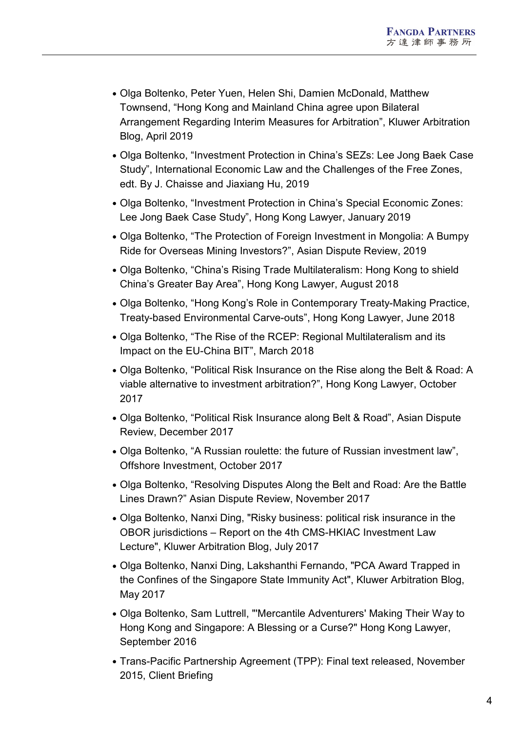- Olga Boltenko, Peter Yuen, Helen Shi, Damien McDonald, Matthew Townsend, “Hong Kong and Mainland China agree upon Bilateral Arrangement Regarding Interim Measures for Arbitration”, Kluwer Arbitration Blog, April 2019
- Olga Boltenko, “Investment Protection in China’s SEZs: Lee Jong Baek Case Study”, International Economic Law and the Challenges of the Free Zones, edt. By J. Chaisse and Jiaxiang Hu, 2019
- Olga Boltenko, “Investment Protection in China’s Special Economic Zones: Lee Jong Baek Case Study”, Hong Kong Lawyer, January 2019
- Olga Boltenko, “The Protection of Foreign Investment in Mongolia: A Bumpy Ride for Overseas Mining Investors?”, Asian Dispute Review, 2019
- Olga Boltenko, “China’s Rising Trade Multilateralism: Hong Kong to shield China’s Greater Bay Area”, Hong Kong Lawyer, August 2018
- Olga Boltenko, “Hong Kong’s Role in Contemporary Treaty-Making Practice, Treaty-based Environmental Carve-outs”, Hong Kong Lawyer, June 2018
- Olga Boltenko, “The Rise of the RCEP: Regional Multilateralism and its Impact on the EU-China BIT”, March 2018
- Olga Boltenko, “Political Risk Insurance on the Rise along the Belt & Road: A viable alternative to investment arbitration?”, Hong Kong Lawyer, October 2017
- Olga Boltenko, “Political Risk Insurance along Belt & Road”, Asian Dispute Review, December 2017
- Olga Boltenko, “A Russian roulette: the future of Russian investment law”, Offshore Investment, October 2017
- Olga Boltenko, “Resolving Disputes Along the Belt and Road: Are the Battle Lines Drawn?” Asian Dispute Review, November 2017
- Olga Boltenko, Nanxi Ding, "Risky business: political risk insurance in the OBOR jurisdictions – Report on the 4th CMS-HKIAC Investment Law Lecture", Kluwer Arbitration Blog, July 2017
- Olga Boltenko, Nanxi Ding, Lakshanthi Fernando, "PCA Award Trapped in the Confines of the Singapore State Immunity Act", Kluwer Arbitration Blog, May 2017
- Olga Boltenko, Sam Luttrell, "'Mercantile Adventurers' Making Their Way to Hong Kong and Singapore: A Blessing or a Curse?" Hong Kong Lawyer, September 2016
- Trans-Pacific Partnership Agreement (TPP): Final text released, November 2015, Client Briefing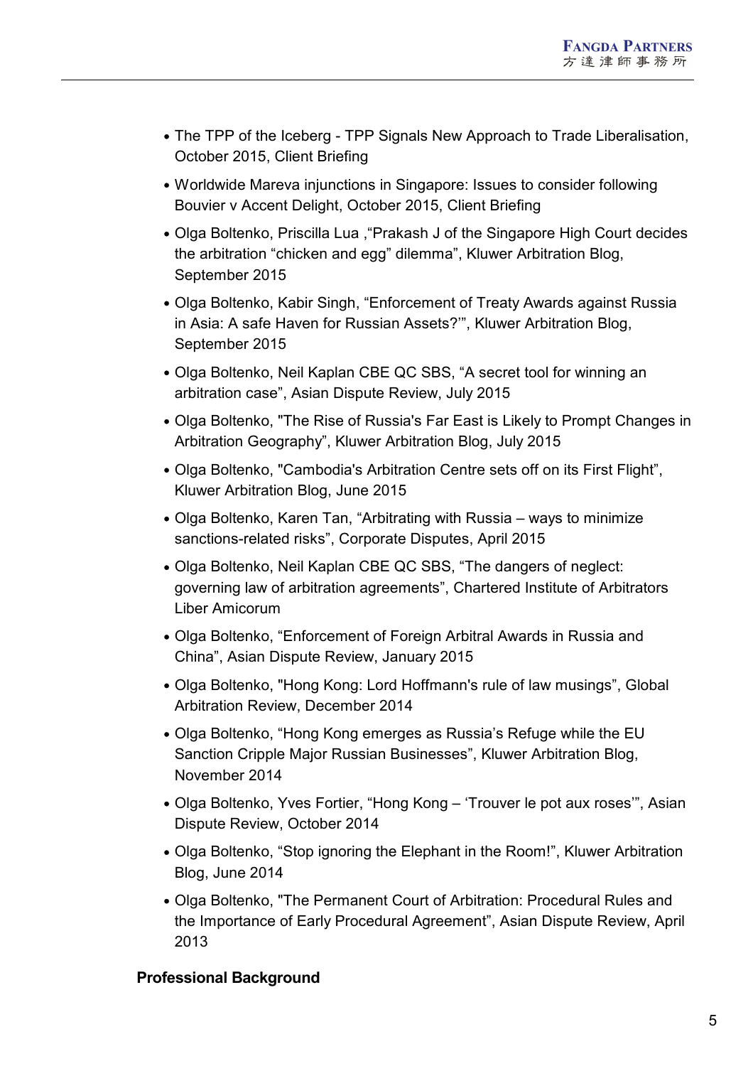- The TPP of the Iceberg - TPP Signals New Approach to Trade Liberalisation, October 2015, Client Briefing
- Worldwide Mareva injunctions in Singapore: Issues to consider following Bouvier v Accent Delight, October 2015, Client Briefing
- Olga Boltenko, Priscilla Lua ,“Prakash J of the Singapore High Court decides the arbitration “chicken and egg” dilemma”, Kluwer Arbitration Blog, September 2015
- Olga Boltenko, Kabir Singh, “Enforcement of Treaty Awards against Russia in Asia: A safe Haven for Russian Assets?’”, Kluwer Arbitration Blog, September 2015
- Olga Boltenko, Neil Kaplan CBE QC SBS, “A secret tool for winning an arbitration case”, Asian Dispute Review, July 2015
- Olga Boltenko, "The Rise of Russia's Far East is Likely to Prompt Changes in Arbitration Geography”, Kluwer Arbitration Blog, July 2015
- Olga Boltenko, "Cambodia's Arbitration Centre sets off on its First Flight”, Kluwer Arbitration Blog, June 2015
- Olga Boltenko, Karen Tan, “Arbitrating with Russia – ways to minimize sanctions-related risks”, Corporate Disputes, April 2015
- Olga Boltenko, Neil Kaplan CBE QC SBS, “The dangers of neglect: governing law of arbitration agreements”, Chartered Institute of Arbitrators Liber Amicorum
- Olga Boltenko, “Enforcement of Foreign Arbitral Awards in Russia and China”, Asian Dispute Review, January 2015
- Olga Boltenko, "Hong Kong: Lord Hoffmann's rule of law musings”, Global Arbitration Review, December 2014
- Olga Boltenko, “Hong Kong emerges as Russia’s Refuge while the EU Sanction Cripple Major Russian Businesses”, Kluwer Arbitration Blog, November 2014
- Olga Boltenko, Yves Fortier, “Hong Kong – ‘Trouver le pot aux roses’”, Asian Dispute Review, October 2014
- Olga Boltenko, “Stop ignoring the Elephant in the Room!”, Kluwer Arbitration Blog, June 2014
- Olga Boltenko, "The Permanent Court of Arbitration: Procedural Rules and the Importance of Early Procedural Agreement”, Asian Dispute Review, April 2013

**Professional Background**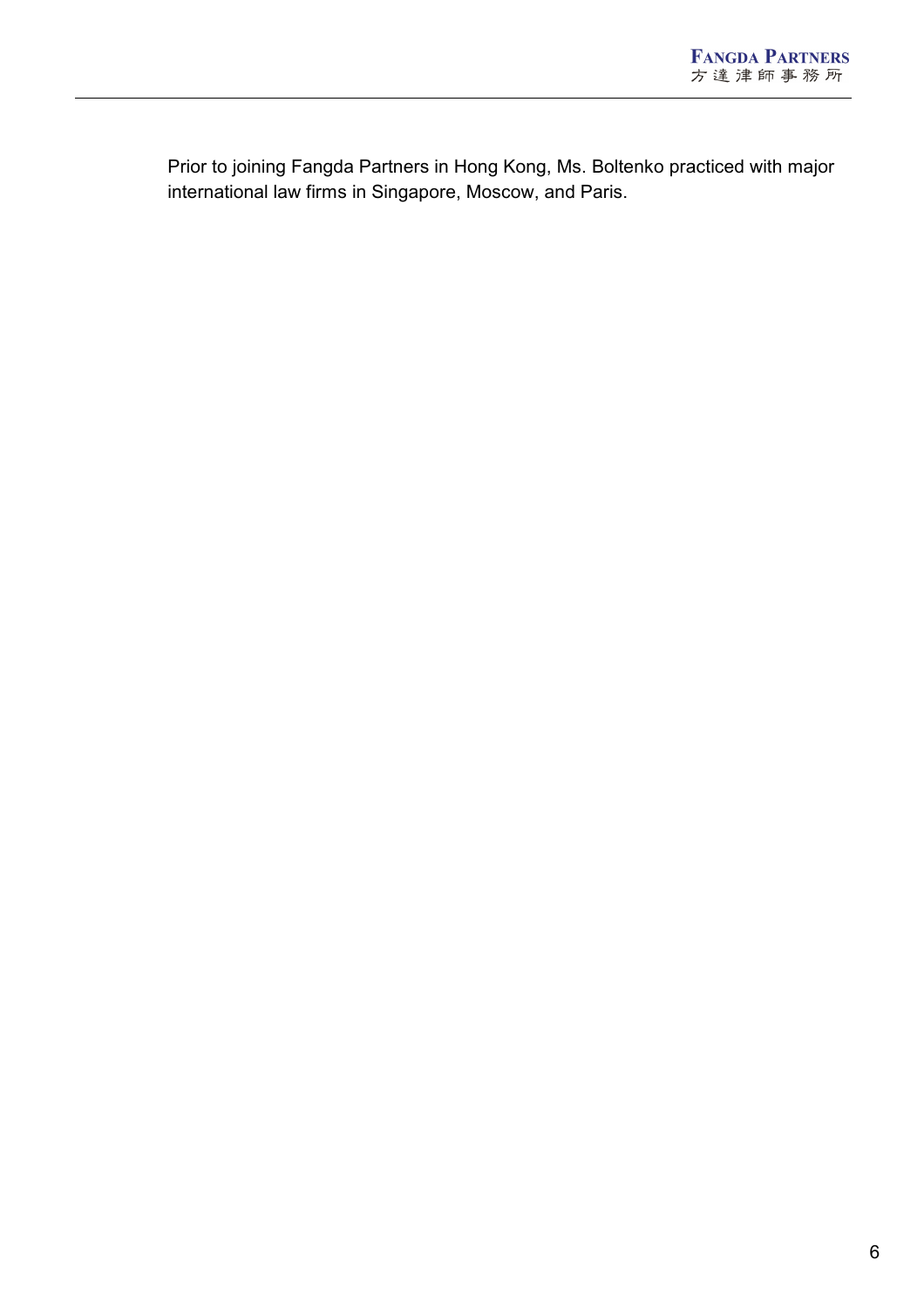Prior to joining Fangda Partners in Hong Kong, Ms. Boltenko practiced with major international law firms in Singapore, Moscow, and Paris.